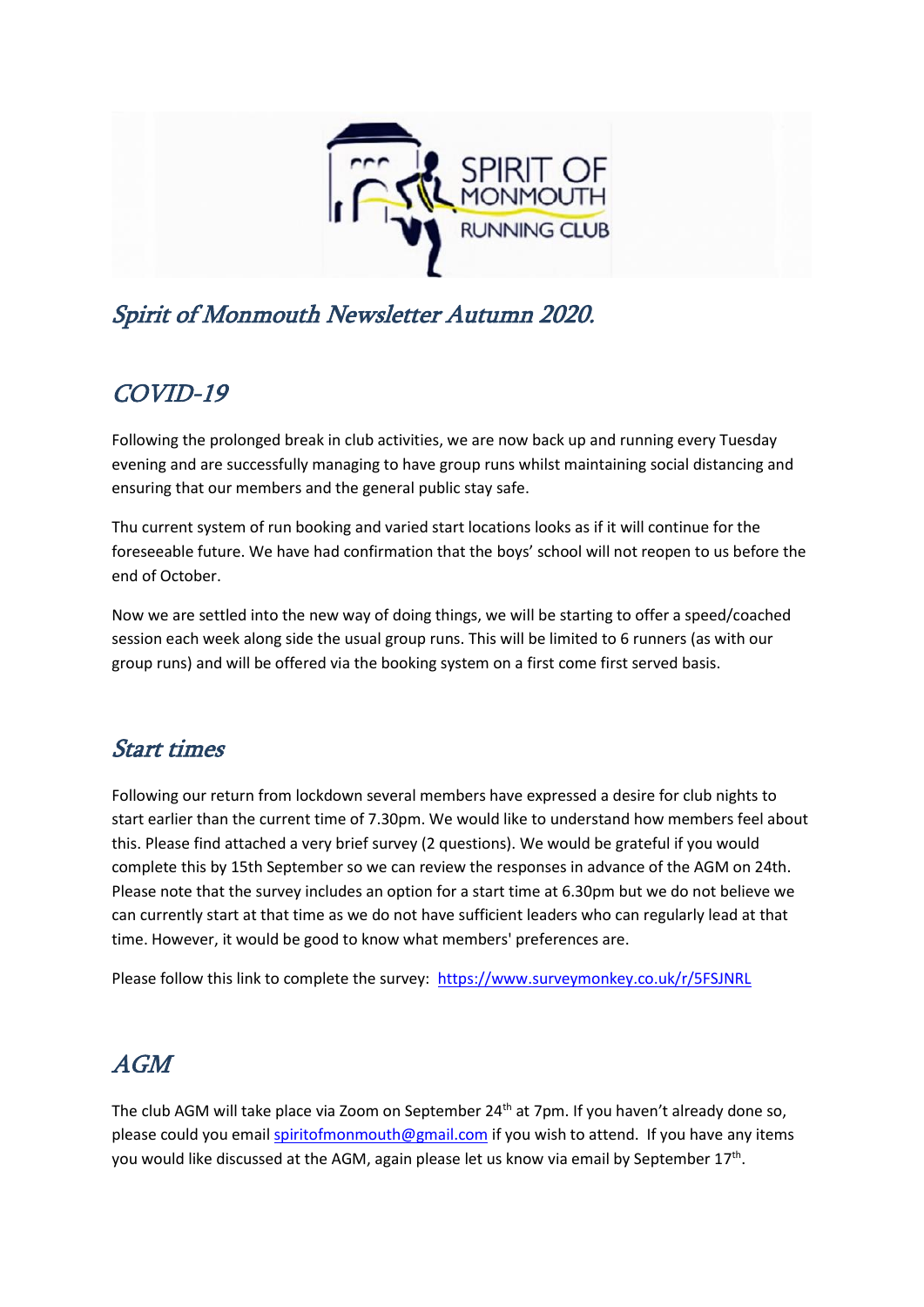# Spirit of Monmouth Newsletter Autumn 2020.

## COVID-19

Following the prolonged break in club activities, we are now back up and running every Tuesday evening and are successfully managing to have group runs whilst maintaining social distancing and ensuring that our members and the general public stay safe.

Thu current system of run booking and varied start locations looks as if it will continue for the foreseeable future. We have had confirmation that the boys' school will not reopen to us before the end of October.

Now we are settled into the new way of doing things, we will be starting to offer a speed/coached session each week along side the usual group runs. This will be limited to 6 runners (as with our group runs) and will be offered via the booking system on a first come first served basis.

## Start times

Following our return from lockdown several members have expressed a desire for club nights to start earlier than the current time of 7.30pm. We would like to understand how members feel about this. Please find attached a very brief survey (2 questions). We would be grateful if you would complete this by 15th September so we can review the responses in advance of the AGM on 24th. Please note that the survey includes an option for a start time at 6.30pm but we do not believe we can currently start at that time as we do not have sufficient leaders who can regularly lead at that time. However, it would be good to know what members' preferences are.

Please follow this link to complete the survey: https://www.surveymonkey.co.uk/r/5FSJNRL

## AGM

The club AGM will take place via Zoom on September 24th at 7pm. If you haven't already done so, please could you email spiritofmonmouth@gmail.com if you wish to attend. If you have any items you would like discussed at the AGM, again please let us know via email by September 17th.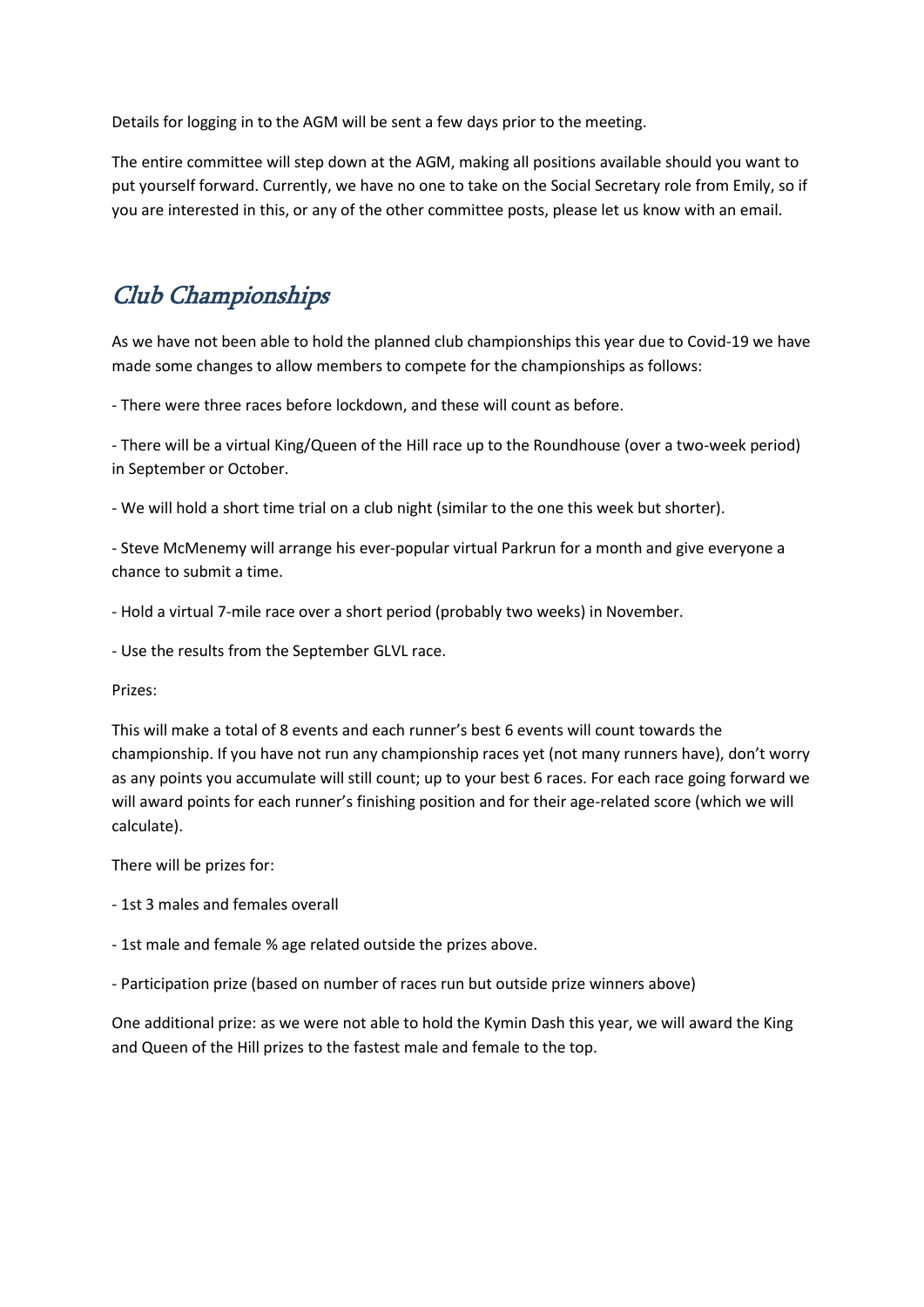Details for logging in to the AGM will be sent a few days prior to the meeting.

The entire committee will step down at the AGM, making all positions available should you want to put yourself forward. Currently, we have no one to take on the Social Secretary role from Emily, so if you are interested in this, or any of the other committee posts, please let us know with an email.

## Club Championships

As we have not been able to hold the planned club championships this year due to Covid-19 we have made some changes to allow members to compete for the championships as follows:

- There were three races before lockdown, and these will count as before.

- There will be a virtual King/Queen of the Hill race up to the Roundhouse (over a two-week period) in September or October.

- We will hold a short time trial on a club night (similar to the one this week but shorter).

- Steve McMenemy will arrange his ever-popular virtual Parkrun for a month and give everyone a chance to submit a time.

- Hold a virtual 7-mile race over a short period (probably two weeks) in November.

- Use the results from the September GLVL race.

Prizes:

This will make a total of 8 events and each runner's best 6 events will count towards the championship. If you have not run any championship races yet (not many runners have), don't worry as any points you accumulate will still count; up to your best 6 races. For each race going forward we will award points for each runner's finishing position and for their age-related score (which we will calculate).

There will be prizes for:

- 1st 3 males and females overall

- 1st male and female % age related outside the prizes above.

- Participation prize (based on number of races run but outside prize winners above)

One additional prize: as we were not able to hold the Kymin Dash this year, we will award the King and Queen of the Hill prizes to the fastest male and female to the top.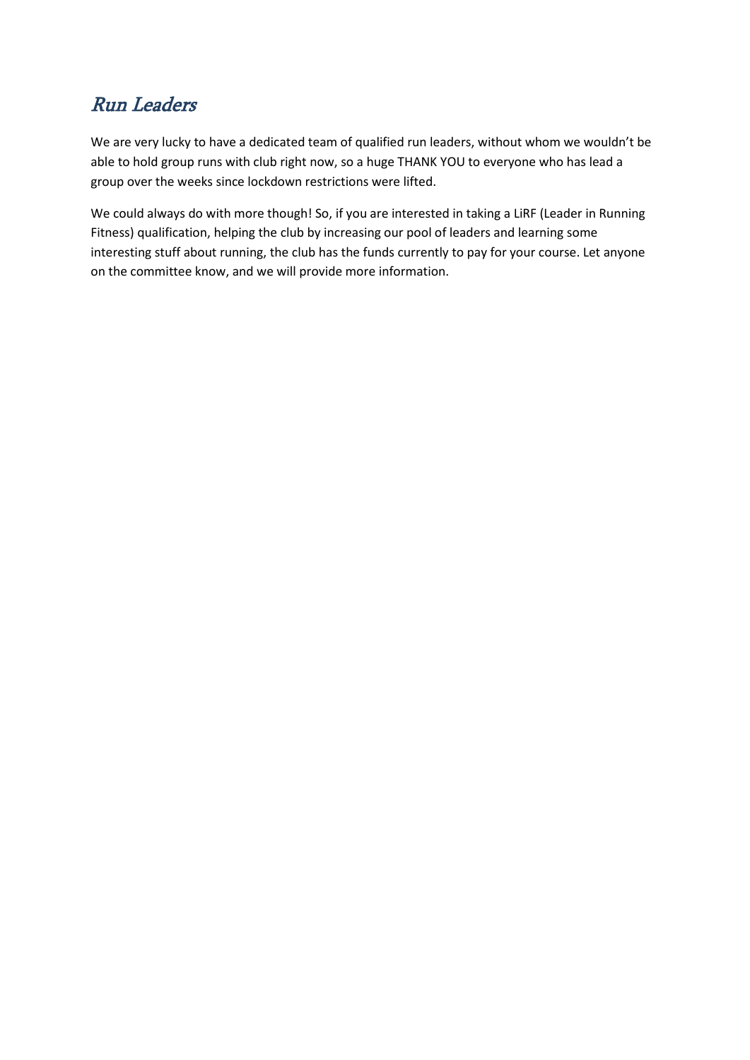## Run Leaders

We are very lucky to have a dedicated team of qualified run leaders, without whom we wouldn't be able to hold group runs with club right now, so a huge THANK YOU to everyone who has lead a group over the weeks since lockdown restrictions were lifted.

We could always do with more though! So, if you are interested in taking a LiRF (Leader in Running Fitness) qualification, helping the club by increasing our pool of leaders and learning some interesting stuff about running, the club has the funds currently to pay for your course. Let anyone on the committee know, and we will provide more information.